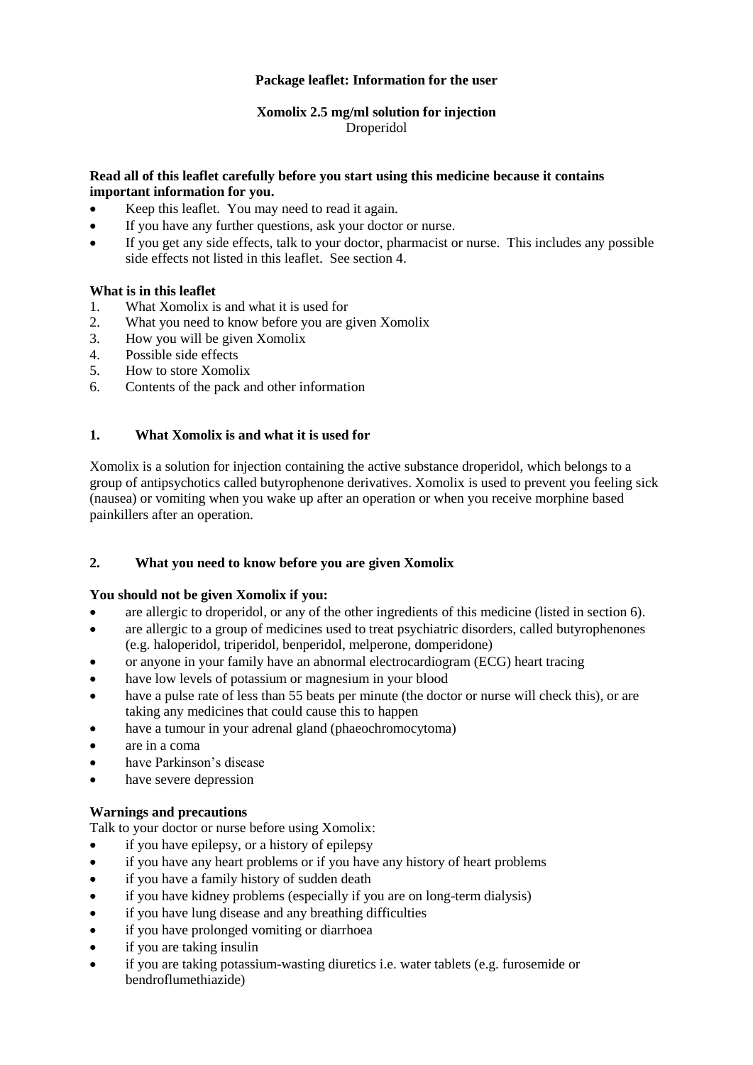**Package leaflet: Information for the user**

**Xomolix 2.5 mg/ml solution for injection**
Droperidol

**Read all of this leaflet carefully before you start using this medicine because it contains important information for you.**

- Keep this leaflet. You may need to read it again.
- If you have any further questions, ask your doctor or nurse.
- If you get any side effects, talk to your doctor, pharmacist or nurse. This includes any possible side effects not listed in this leaflet. See section 4.

**What is in this leaflet**

1. What Xomolix is and what it is used for
2. What you need to know before you are given Xomolix
3. How you will be given Xomolix
4. Possible side effects
5. How to store Xomolix
6. Contents of the pack and other information

## 1. What Xomolix is and what it is used for

Xomolix is a solution for injection containing the active substance droperidol, which belongs to a group of antipsychotics called butyrophenone derivatives. Xomolix is used to prevent you feeling sick (nausea) or vomiting when you wake up after an operation or when you receive morphine based painkillers after an operation.

## 2. What you need to know before you are given Xomolix

**You should not be given Xomolix if you:**

- are allergic to droperidol, or any of the other ingredients of this medicine (listed in section 6).
- are allergic to a group of medicines used to treat psychiatric disorders, called butyrophenones (e.g. haloperidol, triperidol, benperidol, melperone, domperidone)
- or anyone in your family have an abnormal electrocardiogram (ECG) heart tracing
- have low levels of potassium or magnesium in your blood
- have a pulse rate of less than 55 beats per minute (the doctor or nurse will check this), or are taking any medicines that could cause this to happen
- have a tumour in your adrenal gland (phaeochromocytoma)
- are in a coma
- have Parkinson's disease
- have severe depression

**Warnings and precautions**

Talk to your doctor or nurse before using Xomolix:

- if you have epilepsy, or a history of epilepsy
- if you have any heart problems or if you have any history of heart problems
- if you have a family history of sudden death
- if you have kidney problems (especially if you are on long-term dialysis)
- if you have lung disease and any breathing difficulties
- if you have prolonged vomiting or diarrhoea
- if you are taking insulin
- if you are taking potassium-wasting diuretics i.e. water tablets (e.g. furosemide or bendroflumethiazide)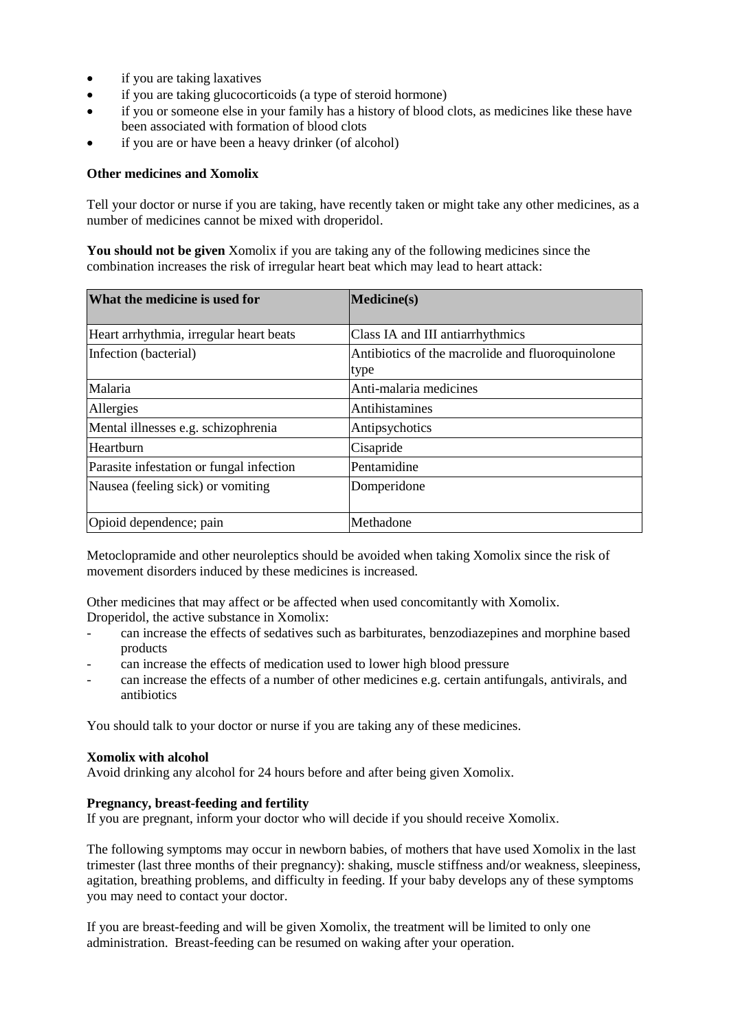- if you are taking laxatives
- if you are taking glucocorticoids (a type of steroid hormone)
- if you or someone else in your family has a history of blood clots, as medicines like these have been associated with formation of blood clots
- if you are or have been a heavy drinker (of alcohol)

**Other medicines and Xomolix**

Tell your doctor or nurse if you are taking, have recently taken or might take any other medicines, as a number of medicines cannot be mixed with droperidol.

**You should not be given** Xomolix if you are taking any of the following medicines since the combination increases the risk of irregular heart beat which may lead to heart attack:

| What the medicine is used for | Medicine(s) |
|---|---|
| Heart arrhythmia, irregular heart beats | Class IA and III antiarrhythmics |
| Infection (bacterial) | Antibiotics of the macrolide and fluoroquinolone type |
| Malaria | Anti-malaria medicines |
| Allergies | Antihistamines |
| Mental illnesses e.g. schizophrenia | Antipsychotics |
| Heartburn | Cisapride |
| Parasite infestation or fungal infection | Pentamidine |
| Nausea (feeling sick) or vomiting | Domperidone |
| Opioid dependence; pain | Methadone |

Metoclopramide and other neuroleptics should be avoided when taking Xomolix since the risk of movement disorders induced by these medicines is increased.

Other medicines that may affect or be affected when used concomitantly with Xomolix.
Droperidol, the active substance in Xomolix:

- can increase the effects of sedatives such as barbiturates, benzodiazepines and morphine based products
- can increase the effects of medication used to lower high blood pressure
- can increase the effects of a number of other medicines e.g. certain antifungals, antivirals, and antibiotics

You should talk to your doctor or nurse if you are taking any of these medicines.

**Xomolix with alcohol**
Avoid drinking any alcohol for 24 hours before and after being given Xomolix.

**Pregnancy, breast-feeding and fertility**
If you are pregnant, inform your doctor who will decide if you should receive Xomolix.

The following symptoms may occur in newborn babies, of mothers that have used Xomolix in the last trimester (last three months of their pregnancy): shaking, muscle stiffness and/or weakness, sleepiness, agitation, breathing problems, and difficulty in feeding. If your baby develops any of these symptoms you may need to contact your doctor.

If you are breast-feeding and will be given Xomolix, the treatment will be limited to only one administration. Breast-feeding can be resumed on waking after your operation.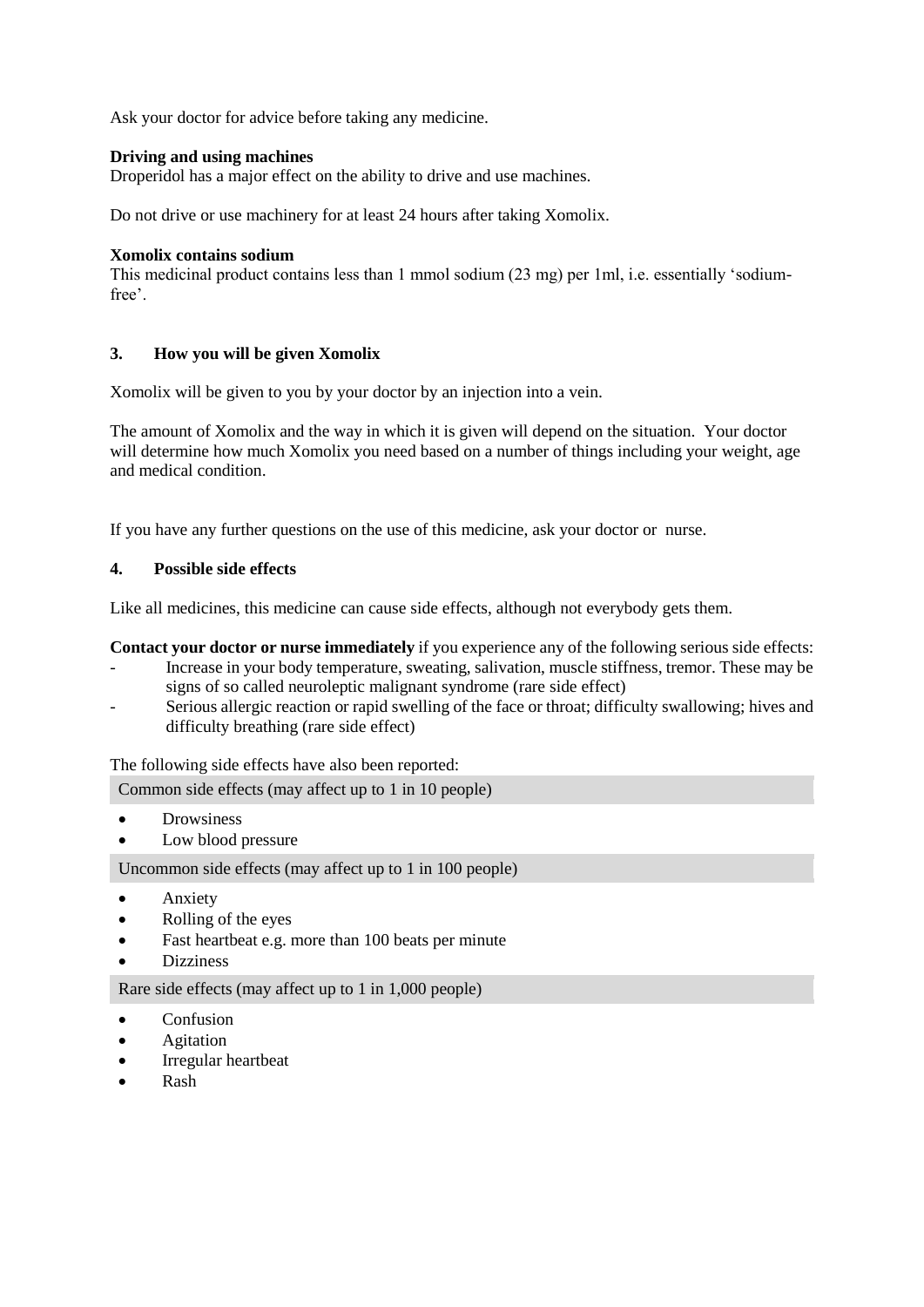Ask your doctor for advice before taking any medicine.

**Driving and using machines**

Droperidol has a major effect on the ability to drive and use machines.

Do not drive or use machinery for at least 24 hours after taking Xomolix.

**Xomolix contains sodium**

This medicinal product contains less than 1 mmol sodium (23 mg) per 1ml, i.e. essentially 'sodium-free'.

## 3. How you will be given Xomolix

Xomolix will be given to you by your doctor by an injection into a vein.

The amount of Xomolix and the way in which it is given will depend on the situation. Your doctor will determine how much Xomolix you need based on a number of things including your weight, age and medical condition.

If you have any further questions on the use of this medicine, ask your doctor or nurse.

## 4. Possible side effects

Like all medicines, this medicine can cause side effects, although not everybody gets them.

**Contact your doctor or nurse immediately** if you experience any of the following serious side effects:

- Increase in your body temperature, sweating, salivation, muscle stiffness, tremor. These may be signs of so called neuroleptic malignant syndrome (rare side effect)
- Serious allergic reaction or rapid swelling of the face or throat; difficulty swallowing; hives and difficulty breathing (rare side effect)

The following side effects have also been reported:

Common side effects (may affect up to 1 in 10 people)

- Drowsiness
- Low blood pressure

Uncommon side effects (may affect up to 1 in 100 people)

- Anxiety
- Rolling of the eyes
- Fast heartbeat e.g. more than 100 beats per minute
- Dizziness

Rare side effects (may affect up to 1 in 1,000 people)

- Confusion
- Agitation
- Irregular heartbeat
- Rash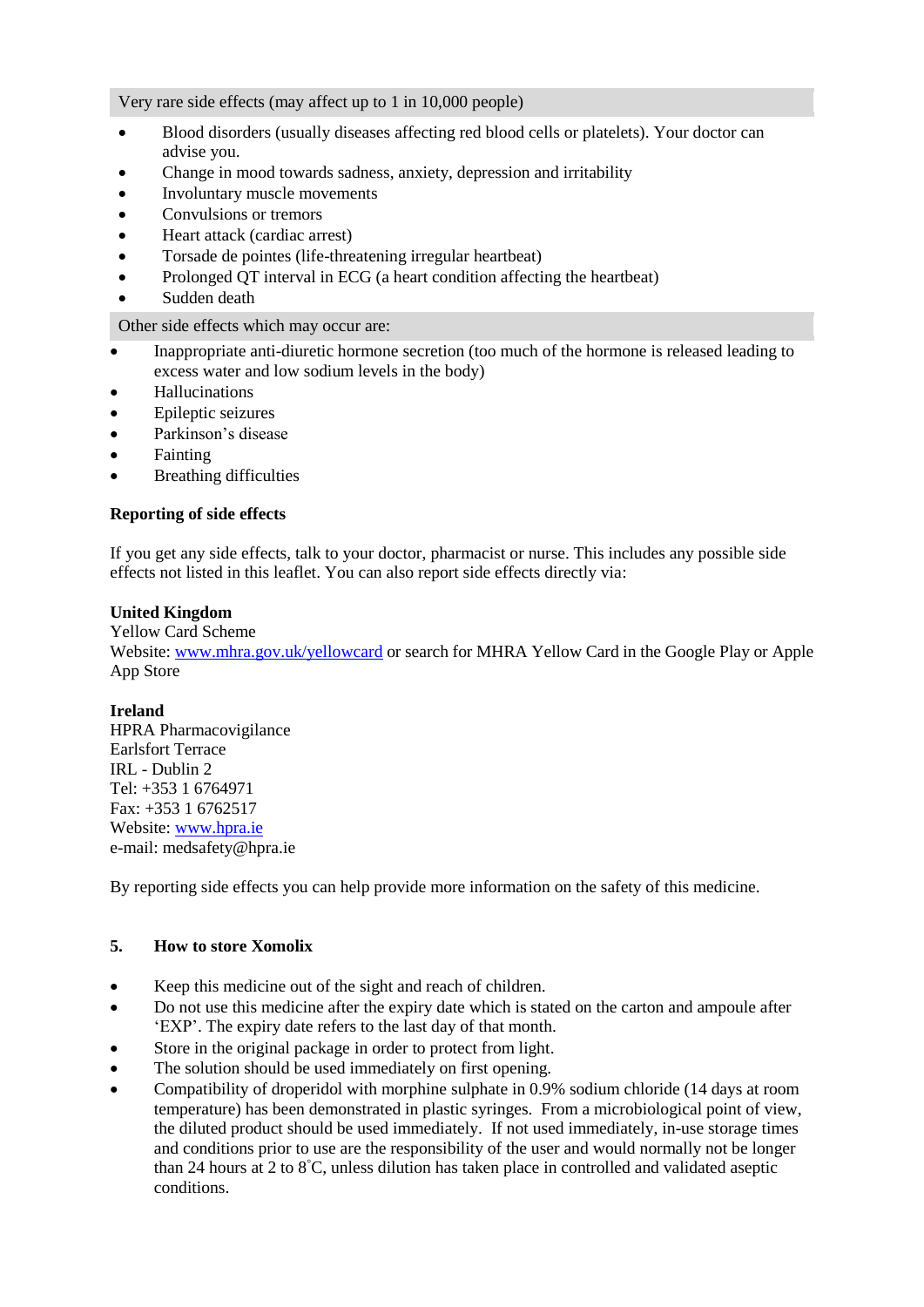Very rare side effects (may affect up to 1 in 10,000 people)

- Blood disorders (usually diseases affecting red blood cells or platelets). Your doctor can advise you.
- Change in mood towards sadness, anxiety, depression and irritability
- Involuntary muscle movements
- Convulsions or tremors
- Heart attack (cardiac arrest)
- Torsade de pointes (life-threatening irregular heartbeat)
- Prolonged QT interval in ECG (a heart condition affecting the heartbeat)
- Sudden death

Other side effects which may occur are:

- Inappropriate anti-diuretic hormone secretion (too much of the hormone is released leading to excess water and low sodium levels in the body)
- Hallucinations
- Epileptic seizures
- Parkinson's disease
- Fainting
- Breathing difficulties

**Reporting of side effects**

If you get any side effects, talk to your doctor, pharmacist or nurse. This includes any possible side effects not listed in this leaflet. You can also report side effects directly via:

**United Kingdom**
Yellow Card Scheme
Website: www.mhra.gov.uk/yellowcard or search for MHRA Yellow Card in the Google Play or Apple App Store

**Ireland**
HPRA Pharmacovigilance
Earlsfort Terrace
IRL - Dublin 2
Tel: +353 1 6764971
Fax: +353 1 6762517
Website: www.hpra.ie
e-mail: medsafety@hpra.ie

By reporting side effects you can help provide more information on the safety of this medicine.

## 5. How to store Xomolix

- Keep this medicine out of the sight and reach of children.
- Do not use this medicine after the expiry date which is stated on the carton and ampoule after 'EXP'. The expiry date refers to the last day of that month.
- Store in the original package in order to protect from light.
- The solution should be used immediately on first opening.
- Compatibility of droperidol with morphine sulphate in 0.9% sodium chloride (14 days at room temperature) has been demonstrated in plastic syringes. From a microbiological point of view, the diluted product should be used immediately. If not used immediately, in-use storage times and conditions prior to use are the responsibility of the user and would normally not be longer than 24 hours at 2 to 8°C, unless dilution has taken place in controlled and validated aseptic conditions.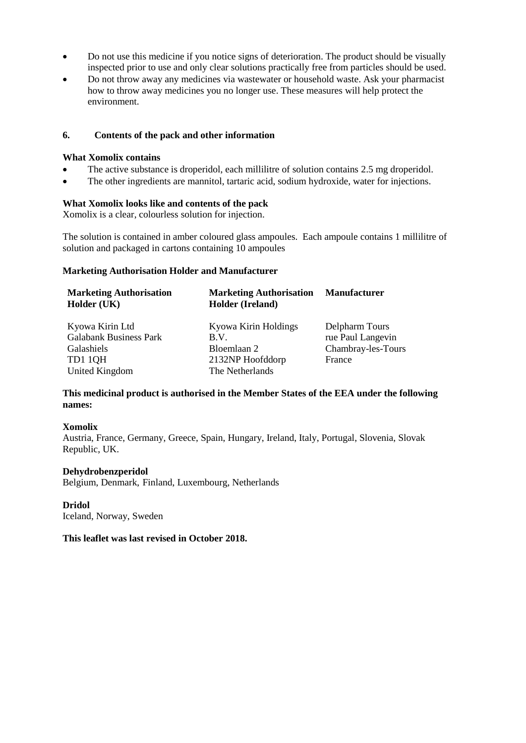- Do not use this medicine if you notice signs of deterioration. The product should be visually inspected prior to use and only clear solutions practically free from particles should be used.
- Do not throw away any medicines via wastewater or household waste. Ask your pharmacist how to throw away medicines you no longer use. These measures will help protect the environment.

## 6. Contents of the pack and other information

**What Xomolix contains**

- The active substance is droperidol, each millilitre of solution contains 2.5 mg droperidol.
- The other ingredients are mannitol, tartaric acid, sodium hydroxide, water for injections.

**What Xomolix looks like and contents of the pack**

Xomolix is a clear, colourless solution for injection.

The solution is contained in amber coloured glass ampoules. Each ampoule contains 1 millilitre of solution and packaged in cartons containing 10 ampoules

**Marketing Authorisation Holder and Manufacturer**

| **Marketing Authorisation Holder (UK)** | **Marketing Authorisation Holder (Ireland)** | **Manufacturer** |
|---|---|---|
| Kyowa Kirin Ltd<br>Galabank Business Park<br>Galashiels<br>TD1 1QH<br>United Kingdom | Kyowa Kirin Holdings B.V.<br>Bloemlaan 2<br>2132NP Hoofddorp<br>The Netherlands | Delpharm Tours<br>rue Paul Langevin<br>Chambray-les-Tours<br>France |

**This medicinal product is authorised in the Member States of the EEA under the following names:**

**Xomolix**
Austria, France, Germany, Greece, Spain, Hungary, Ireland, Italy, Portugal, Slovenia, Slovak Republic, UK.

**Dehydrobenzperidol**
Belgium, Denmark, Finland, Luxembourg, Netherlands

**Dridol**
Iceland, Norway, Sweden

**This leaflet was last revised in October 2018.**